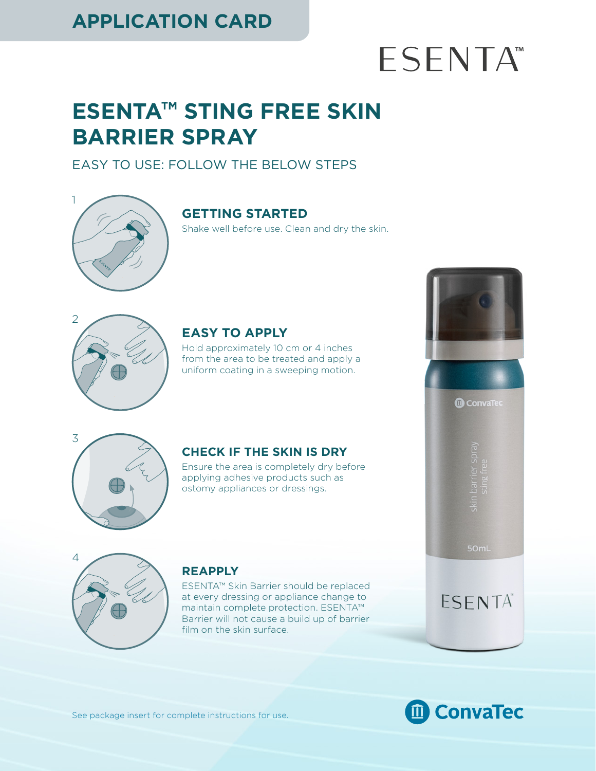## APPLICATION CARD

ESENTA™

# ESENTA™ STING FREE SKIN BARRIER SPRAY

EASY TO USE: FOLLOW THE BELOW STEPS

1

### GETTING STARTED

Shake well before use. Clean and dry the skin.

2

### EASY TO APPLY

Hold approximately 10 cm or 4 inches from the area to be treated and apply a uniform coating in a sweeping motion.

3

### CHECK IF THE SKIN IS DRY

Ensure the area is completely dry before applying adhesive products such as ostomy appliances or dressings.

4

### REAPPLY

ESENTA™ Skin Barrier should be replaced at every dressing or appliance change to maintain complete protection. ESENTA™ Barrier will not cause a build up of barrier film on the skin surface.

See package insert for complete instructions for use.

ConvaTec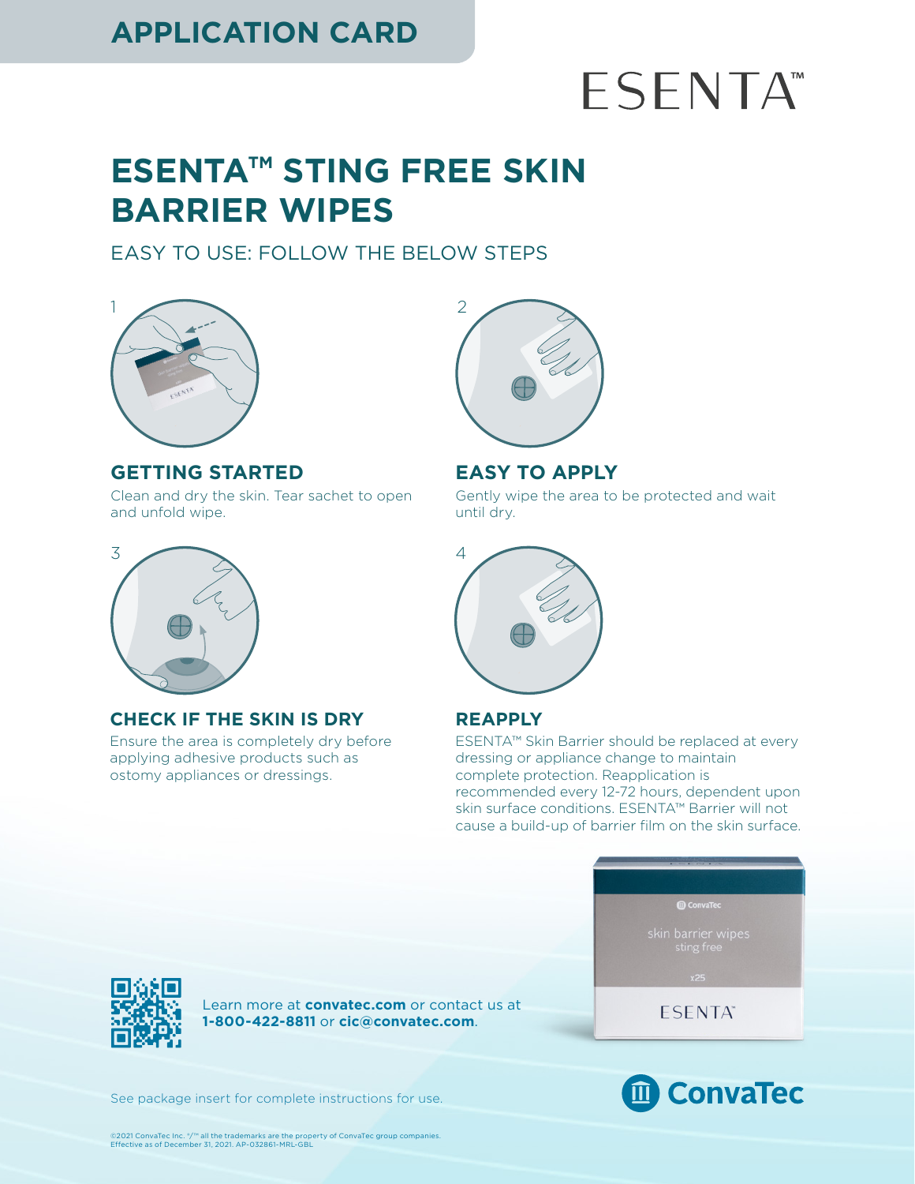APPLICATION CARD

ESENTA™

# ESENTA™ STING FREE SKIN BARRIER WIPES

EASY TO USE: FOLLOW THE BELOW STEPS

1

## GETTING STARTED

Clean and dry the skin. Tear sachet to open and unfold wipe.

2

## EASY TO APPLY

Gently wipe the area to be protected and wait until dry.

3

## CHECK IF THE SKIN IS DRY

Ensure the area is completely dry before applying adhesive products such as ostomy appliances or dressings.

4

## REAPPLY

ESENTA™ Skin Barrier should be replaced at every dressing or appliance change to maintain complete protection. Reapplication is recommended every 12-72 hours, dependent upon skin surface conditions. ESENTA™ Barrier will not cause a build-up of barrier film on the skin surface.

Learn more at **convatec.com** or contact us at **1-800-422-8811** or **cic@convatec.com**.

See package insert for complete instructions for use.

ConvaTec

©2021 ConvaTec Inc. ®/™ all the trademarks are the property of ConvaTec group companies.
Effective as of December 31, 2021. AP-032861-MRL-GBL